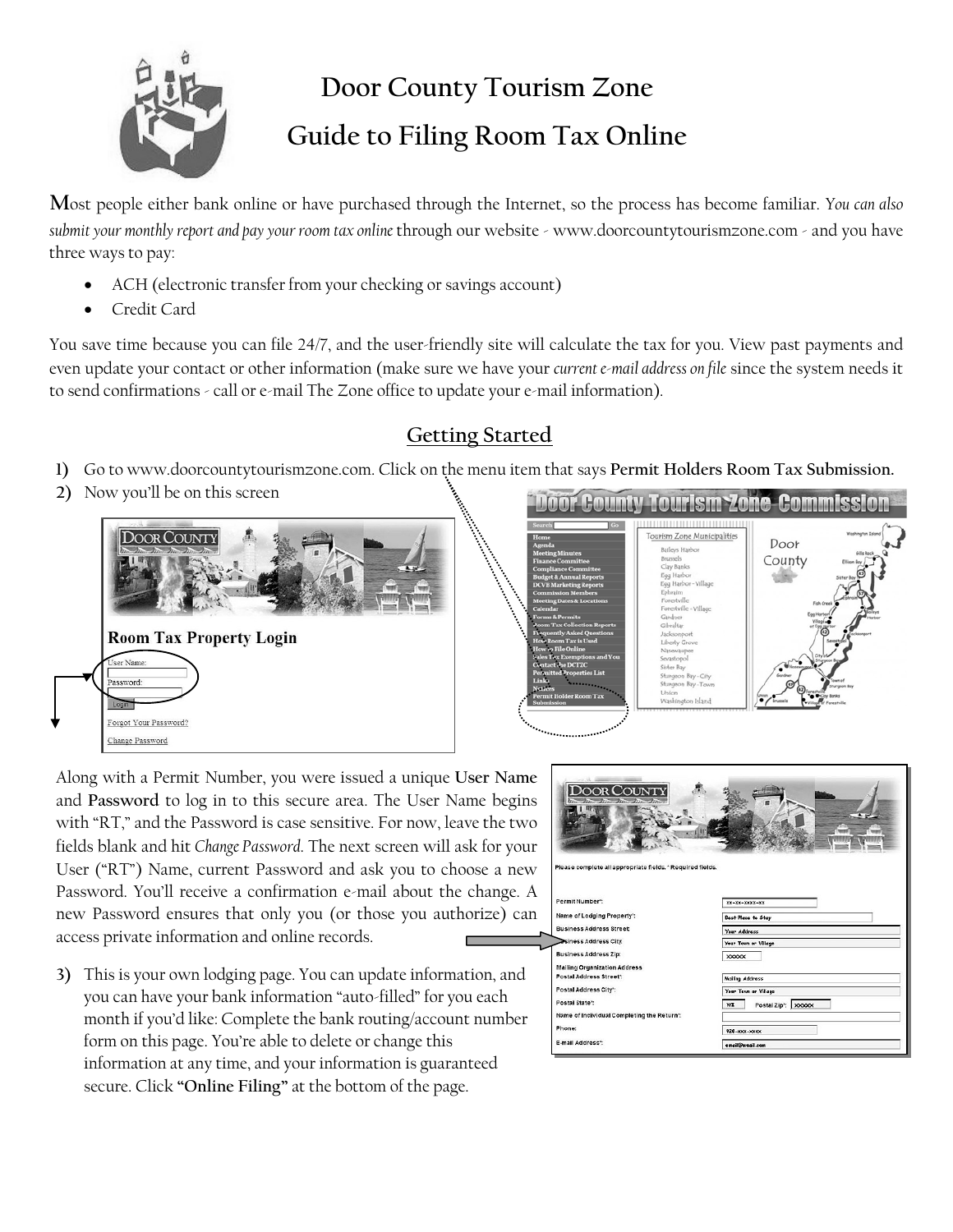# Door County Tourism Zone

# Guide to Filing Room Tax Online

Most people either bank online or have purchased through the Internet, so the process has become familiar. *You can also submit your monthly report and pay your room tax online* through our website - www.doorcountytourismzone.com - and you have three ways to pay:

- ACH (electronic transfer from your checking or savings account)
- Credit Card

You save time because you can file 24/7, and the user-friendly site will calculate the tax for you. View past payments and even update your contact or other information (make sure we have your *current e-mail address on file* since the system needs it to send confirmations - call or e-mail The Zone office to update your e-mail information).

## Getting Started

1) Go to www.doorcountytourismzone.com. Click on the menu item that says **Permit Holders Room Tax Submission.**
2) Now you'll be on this screen

Along with a Permit Number, you were issued a unique **User Name** and **Password** to log in to this secure area. The User Name begins with "RT," and the Password is case sensitive. For now, leave the two fields blank and hit *Change Password*. The next screen will ask for your User ("RT") Name, current Password and ask you to choose a new Password. You'll receive a confirmation e-mail about the change. A new Password ensures that only you (or those you authorize) can access private information and online records.

3) This is your own lodging page. You can update information, and you can have your bank information "auto-filled" for you each month if you'd like: Complete the bank routing/account number form on this page. You're able to delete or change this information at any time, and your information is guaranteed secure. Click **"Online Filing"** at the bottom of the page.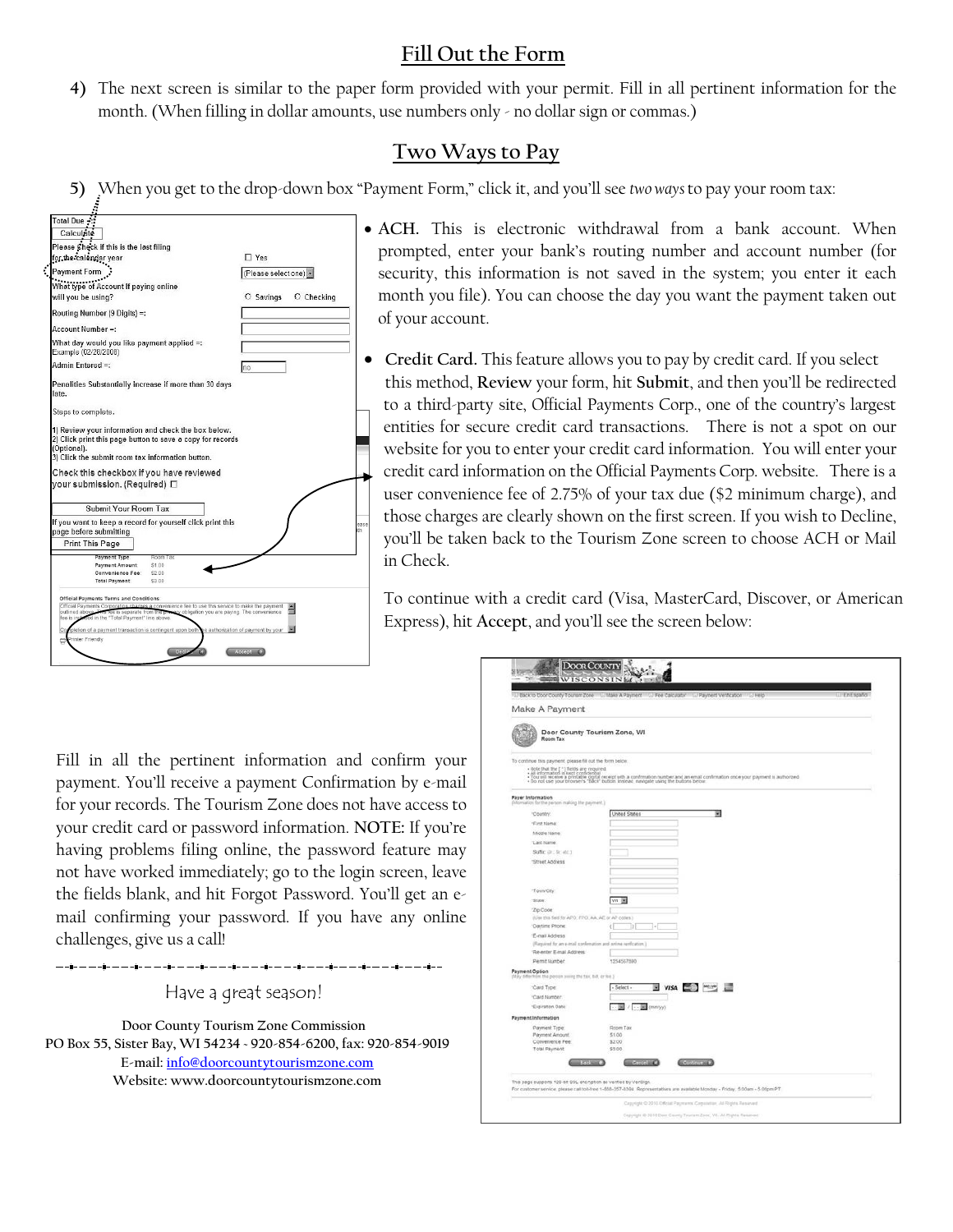## Fill Out the Form

4) The next screen is similar to the paper form provided with your permit. Fill in all pertinent information for the month. (When filling in dollar amounts, use numbers only - no dollar sign or commas.)

## Two Ways to Pay

5) When you get to the drop-down box "Payment Form," click it, and you'll see *two ways* to pay your room tax:

- **ACH.** This is electronic withdrawal from a bank account. When prompted, enter your bank's routing number and account number (for security, this information is not saved in the system; you enter it each month you file). You can choose the day you want the payment taken out of your account.

- **Credit Card.** This feature allows you to pay by credit card. If you select this method, **Review** your form, hit **Submit**, and then you'll be redirected to a third-party site, Official Payments Corp., one of the country's largest entities for secure credit card transactions. There is not a spot on our website for you to enter your credit card information. You will enter your credit card information on the Official Payments Corp. website. There is a user convenience fee of 2.75% of your tax due ($2 minimum charge), and those charges are clearly shown on the first screen. If you wish to Decline, you'll be taken back to the Tourism Zone screen to choose ACH or Mail in Check.

To continue with a credit card (Visa, MasterCard, Discover, or American Express), hit **Accept**, and you'll see the screen below:

Fill in all the pertinent information and confirm your payment. You'll receive a payment Confirmation by e-mail for your records. The Tourism Zone does not have access to your credit card or password information. **NOTE:** If you're having problems filing online, the password feature may not have worked immediately; go to the login screen, leave the fields blank, and hit Forgot Password. You'll get an e-mail confirming your password. If you have any online challenges, give us a call!

Have a great season!

Door County Tourism Zone Commission
PO Box 55, Sister Bay, WI 54234 - 920-854-6200, fax: 920-854-9019
E-mail: info@doorcountytourismzone.com
Website: www.doorcountytourismzone.com